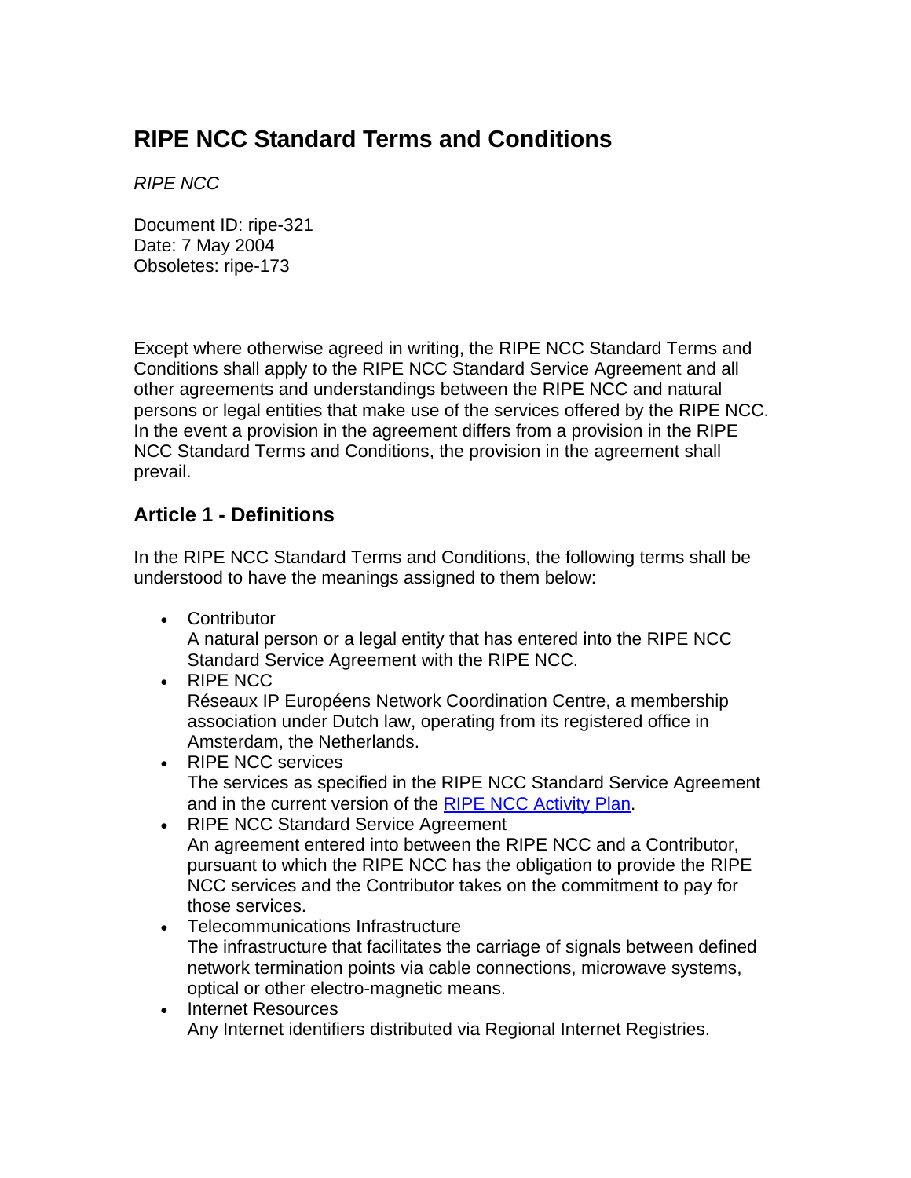# RIPE NCC Standard Terms and Conditions

*RIPE NCC*

Document ID: ripe-321
Date: 7 May 2004
Obsoletes: ripe-173

---

Except where otherwise agreed in writing, the RIPE NCC Standard Terms and Conditions shall apply to the RIPE NCC Standard Service Agreement and all other agreements and understandings between the RIPE NCC and natural persons or legal entities that make use of the services offered by the RIPE NCC. In the event a provision in the agreement differs from a provision in the RIPE NCC Standard Terms and Conditions, the provision in the agreement shall prevail.

## Article 1 - Definitions

In the RIPE NCC Standard Terms and Conditions, the following terms shall be understood to have the meanings assigned to them below:

- Contributor
  A natural person or a legal entity that has entered into the RIPE NCC Standard Service Agreement with the RIPE NCC.
- RIPE NCC
  Réseaux IP Européens Network Coordination Centre, a membership association under Dutch law, operating from its registered office in Amsterdam, the Netherlands.
- RIPE NCC services
  The services as specified in the RIPE NCC Standard Service Agreement and in the current version of the RIPE NCC Activity Plan.
- RIPE NCC Standard Service Agreement
  An agreement entered into between the RIPE NCC and a Contributor, pursuant to which the RIPE NCC has the obligation to provide the RIPE NCC services and the Contributor takes on the commitment to pay for those services.
- Telecommunications Infrastructure
  The infrastructure that facilitates the carriage of signals between defined network termination points via cable connections, microwave systems, optical or other electro-magnetic means.
- Internet Resources
  Any Internet identifiers distributed via Regional Internet Registries.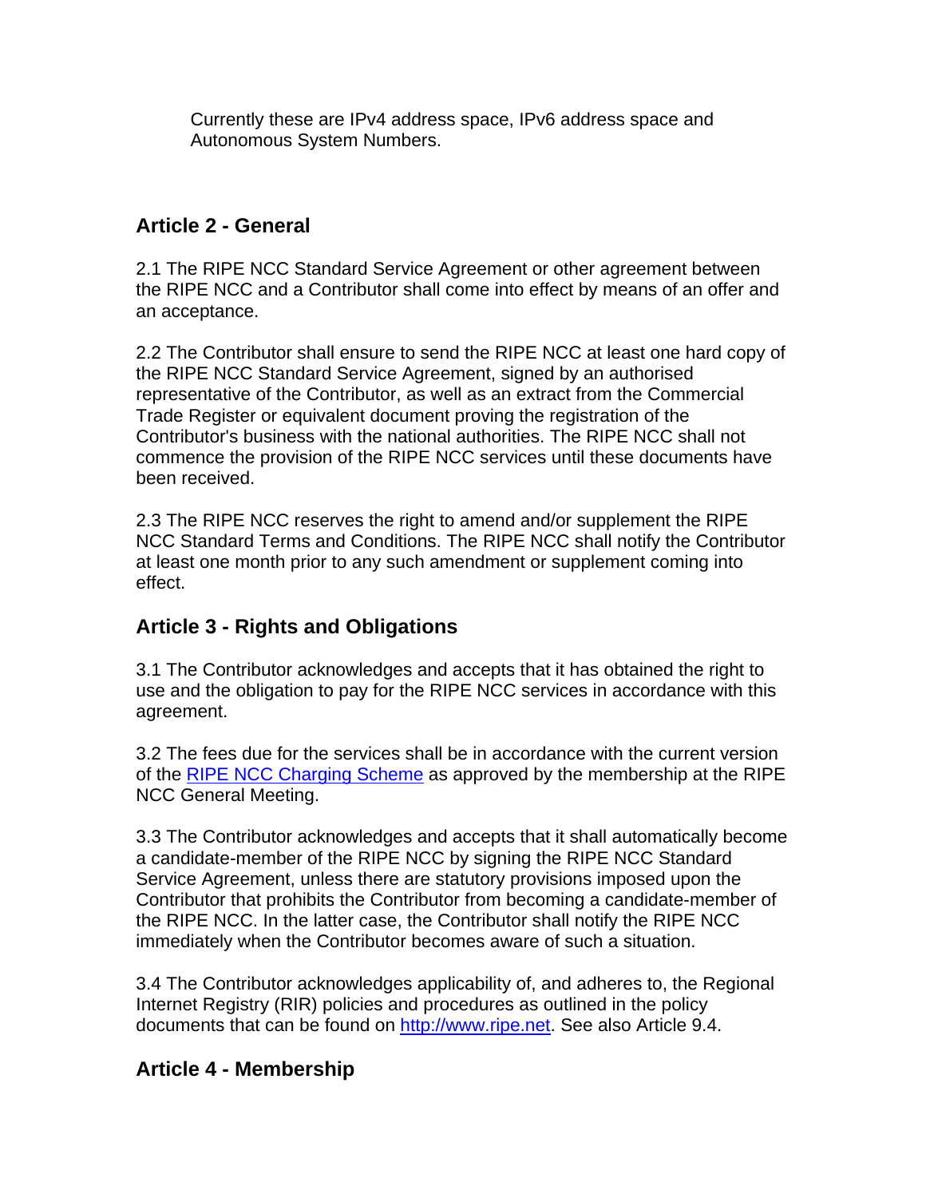Currently these are IPv4 address space, IPv6 address space and Autonomous System Numbers.

## Article 2 - General

2.1 The RIPE NCC Standard Service Agreement or other agreement between the RIPE NCC and a Contributor shall come into effect by means of an offer and an acceptance.

2.2 The Contributor shall ensure to send the RIPE NCC at least one hard copy of the RIPE NCC Standard Service Agreement, signed by an authorised representative of the Contributor, as well as an extract from the Commercial Trade Register or equivalent document proving the registration of the Contributor's business with the national authorities. The RIPE NCC shall not commence the provision of the RIPE NCC services until these documents have been received.

2.3 The RIPE NCC reserves the right to amend and/or supplement the RIPE NCC Standard Terms and Conditions. The RIPE NCC shall notify the Contributor at least one month prior to any such amendment or supplement coming into effect.

## Article 3 - Rights and Obligations

3.1 The Contributor acknowledges and accepts that it has obtained the right to use and the obligation to pay for the RIPE NCC services in accordance with this agreement.

3.2 The fees due for the services shall be in accordance with the current version of the [RIPE NCC Charging Scheme] as approved by the membership at the RIPE NCC General Meeting.

3.3 The Contributor acknowledges and accepts that it shall automatically become a candidate-member of the RIPE NCC by signing the RIPE NCC Standard Service Agreement, unless there are statutory provisions imposed upon the Contributor that prohibits the Contributor from becoming a candidate-member of the RIPE NCC. In the latter case, the Contributor shall notify the RIPE NCC immediately when the Contributor becomes aware of such a situation.

3.4 The Contributor acknowledges applicability of, and adheres to, the Regional Internet Registry (RIR) policies and procedures as outlined in the policy documents that can be found on http://www.ripe.net. See also Article 9.4.

## Article 4 - Membership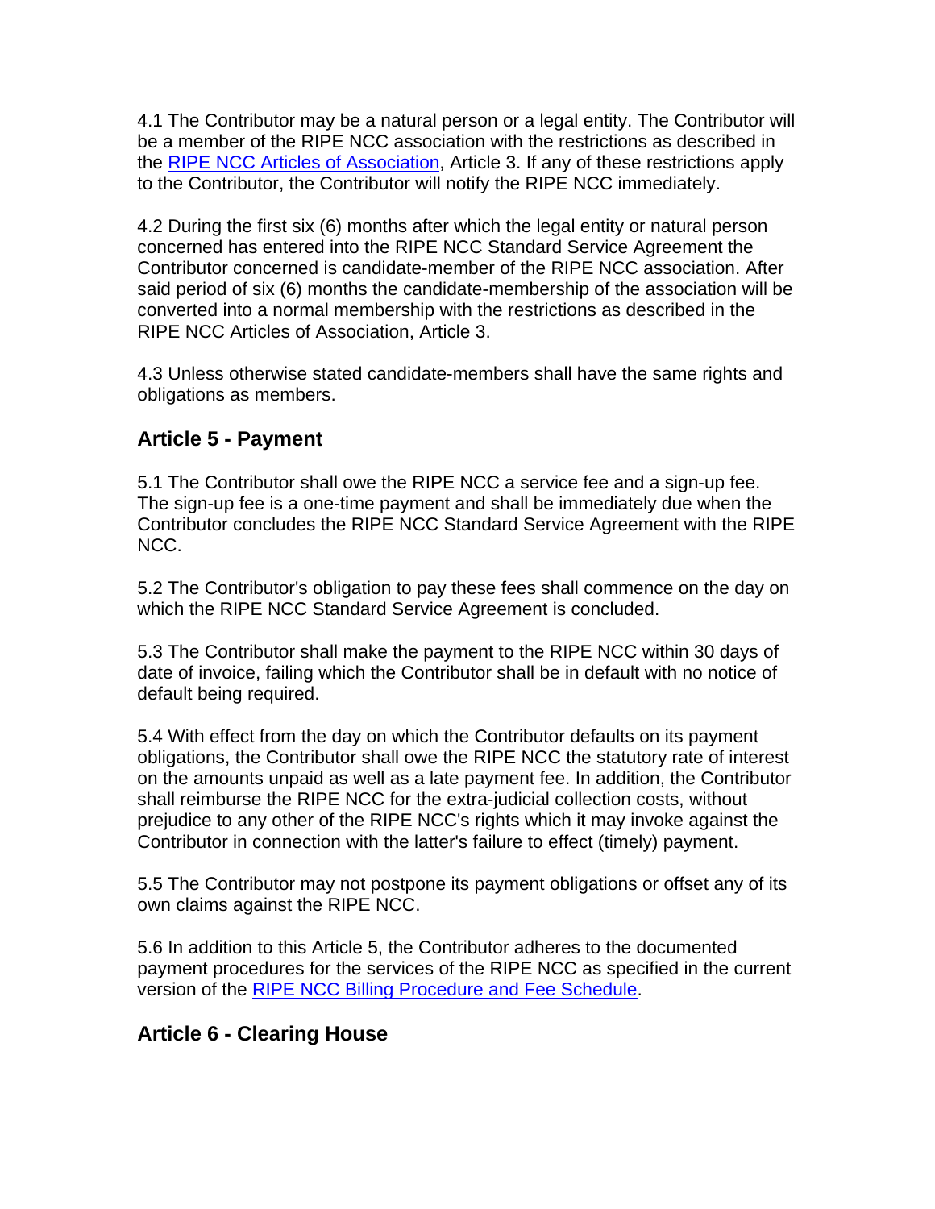4.1 The Contributor may be a natural person or a legal entity. The Contributor will be a member of the RIPE NCC association with the restrictions as described in the RIPE NCC Articles of Association, Article 3. If any of these restrictions apply to the Contributor, the Contributor will notify the RIPE NCC immediately.

4.2 During the first six (6) months after which the legal entity or natural person concerned has entered into the RIPE NCC Standard Service Agreement the Contributor concerned is candidate-member of the RIPE NCC association. After said period of six (6) months the candidate-membership of the association will be converted into a normal membership with the restrictions as described in the RIPE NCC Articles of Association, Article 3.

4.3 Unless otherwise stated candidate-members shall have the same rights and obligations as members.

## Article 5 - Payment

5.1 The Contributor shall owe the RIPE NCC a service fee and a sign-up fee. The sign-up fee is a one-time payment and shall be immediately due when the Contributor concludes the RIPE NCC Standard Service Agreement with the RIPE NCC.

5.2 The Contributor's obligation to pay these fees shall commence on the day on which the RIPE NCC Standard Service Agreement is concluded.

5.3 The Contributor shall make the payment to the RIPE NCC within 30 days of date of invoice, failing which the Contributor shall be in default with no notice of default being required.

5.4 With effect from the day on which the Contributor defaults on its payment obligations, the Contributor shall owe the RIPE NCC the statutory rate of interest on the amounts unpaid as well as a late payment fee. In addition, the Contributor shall reimburse the RIPE NCC for the extra-judicial collection costs, without prejudice to any other of the RIPE NCC's rights which it may invoke against the Contributor in connection with the latter's failure to effect (timely) payment.

5.5 The Contributor may not postpone its payment obligations or offset any of its own claims against the RIPE NCC.

5.6 In addition to this Article 5, the Contributor adheres to the documented payment procedures for the services of the RIPE NCC as specified in the current version of the RIPE NCC Billing Procedure and Fee Schedule.

## Article 6 - Clearing House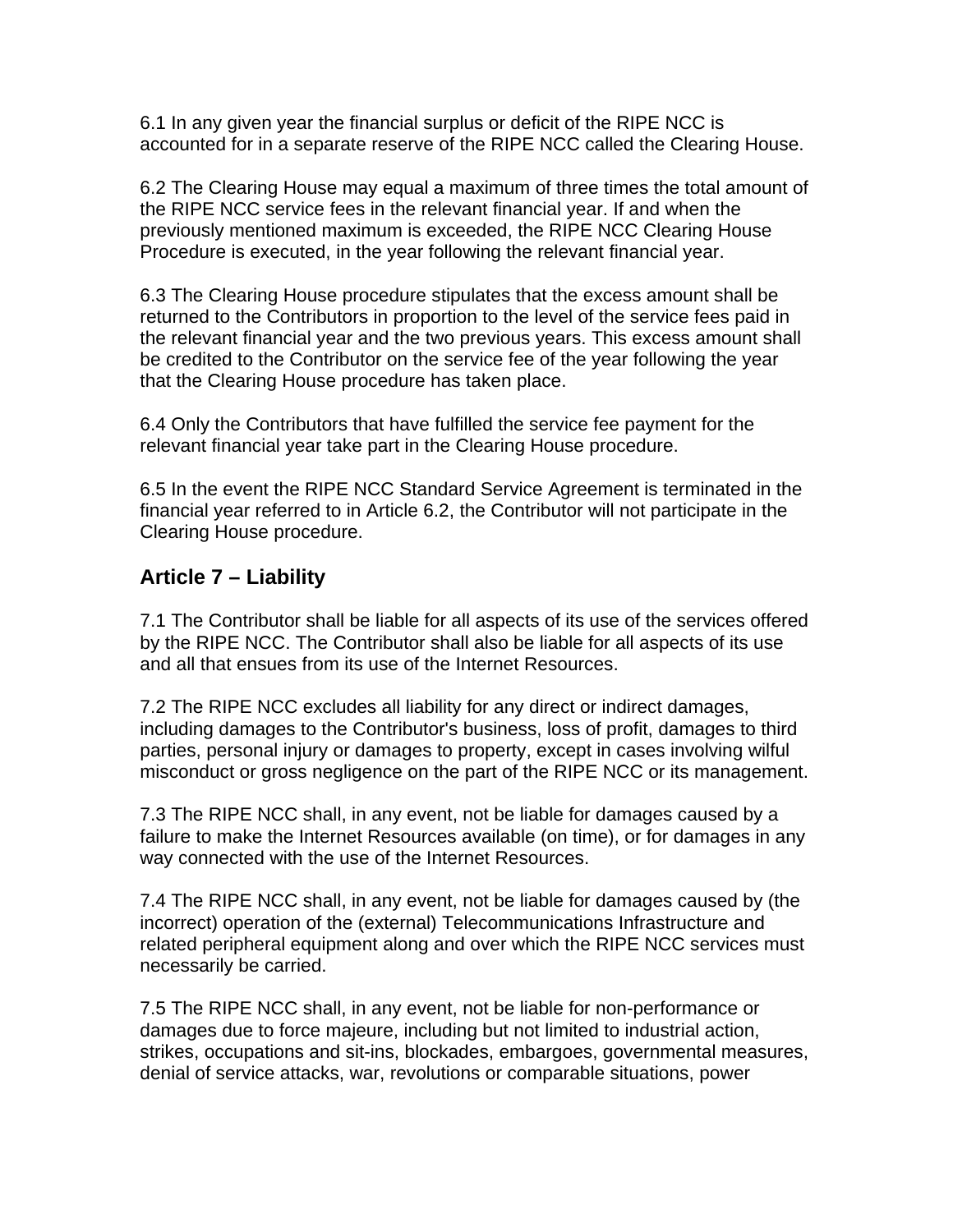6.1 In any given year the financial surplus or deficit of the RIPE NCC is accounted for in a separate reserve of the RIPE NCC called the Clearing House.

6.2 The Clearing House may equal a maximum of three times the total amount of the RIPE NCC service fees in the relevant financial year. If and when the previously mentioned maximum is exceeded, the RIPE NCC Clearing House Procedure is executed, in the year following the relevant financial year.

6.3 The Clearing House procedure stipulates that the excess amount shall be returned to the Contributors in proportion to the level of the service fees paid in the relevant financial year and the two previous years. This excess amount shall be credited to the Contributor on the service fee of the year following the year that the Clearing House procedure has taken place.

6.4 Only the Contributors that have fulfilled the service fee payment for the relevant financial year take part in the Clearing House procedure.

6.5 In the event the RIPE NCC Standard Service Agreement is terminated in the financial year referred to in Article 6.2, the Contributor will not participate in the Clearing House procedure.

## Article 7 – Liability

7.1 The Contributor shall be liable for all aspects of its use of the services offered by the RIPE NCC. The Contributor shall also be liable for all aspects of its use and all that ensues from its use of the Internet Resources.

7.2 The RIPE NCC excludes all liability for any direct or indirect damages, including damages to the Contributor's business, loss of profit, damages to third parties, personal injury or damages to property, except in cases involving wilful misconduct or gross negligence on the part of the RIPE NCC or its management.

7.3 The RIPE NCC shall, in any event, not be liable for damages caused by a failure to make the Internet Resources available (on time), or for damages in any way connected with the use of the Internet Resources.

7.4 The RIPE NCC shall, in any event, not be liable for damages caused by (the incorrect) operation of the (external) Telecommunications Infrastructure and related peripheral equipment along and over which the RIPE NCC services must necessarily be carried.

7.5 The RIPE NCC shall, in any event, not be liable for non-performance or damages due to force majeure, including but not limited to industrial action, strikes, occupations and sit-ins, blockades, embargoes, governmental measures, denial of service attacks, war, revolutions or comparable situations, power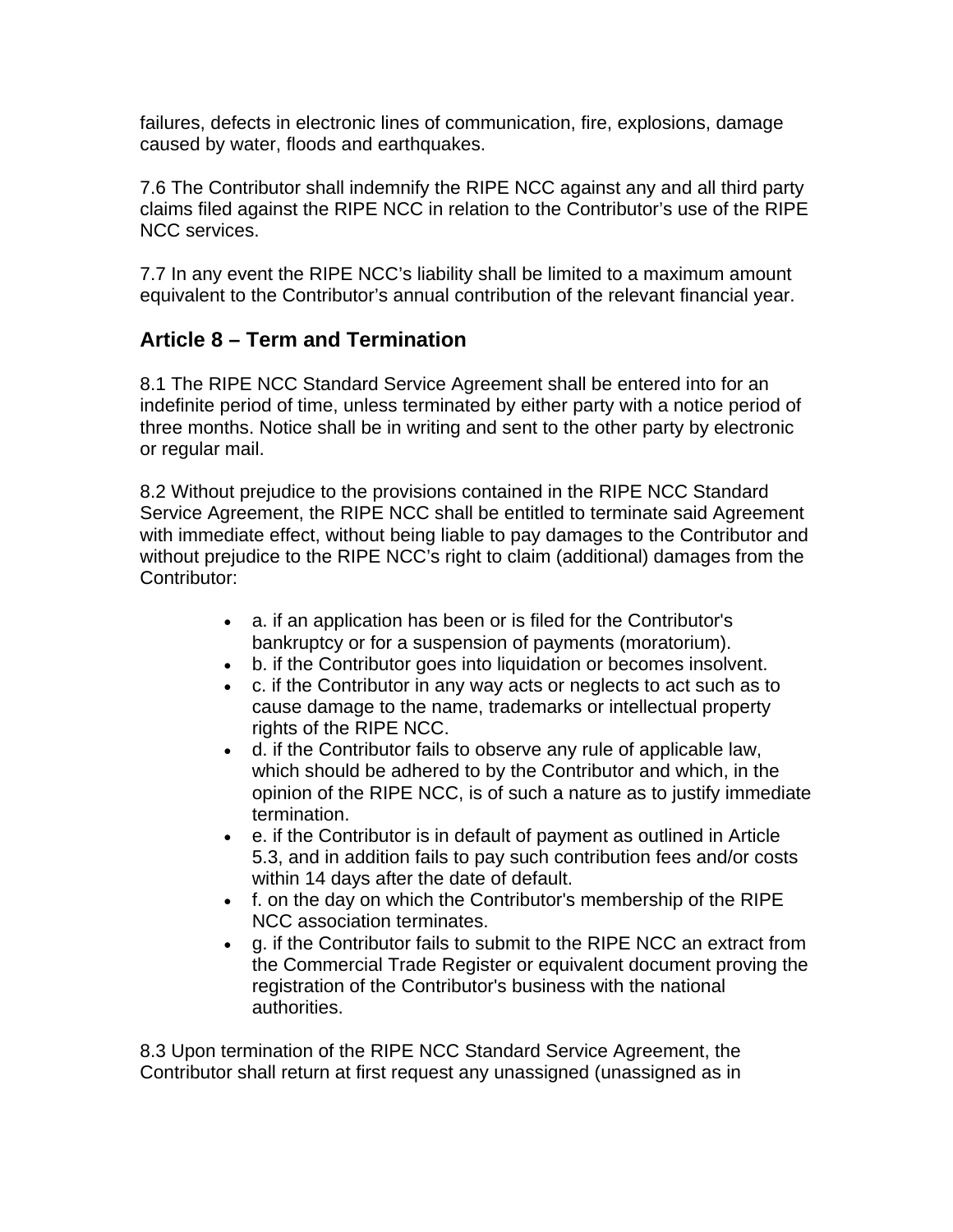failures, defects in electronic lines of communication, fire, explosions, damage caused by water, floods and earthquakes.

7.6 The Contributor shall indemnify the RIPE NCC against any and all third party claims filed against the RIPE NCC in relation to the Contributor's use of the RIPE NCC services.

7.7 In any event the RIPE NCC's liability shall be limited to a maximum amount equivalent to the Contributor's annual contribution of the relevant financial year.

## Article 8 – Term and Termination

8.1 The RIPE NCC Standard Service Agreement shall be entered into for an indefinite period of time, unless terminated by either party with a notice period of three months. Notice shall be in writing and sent to the other party by electronic or regular mail.

8.2 Without prejudice to the provisions contained in the RIPE NCC Standard Service Agreement, the RIPE NCC shall be entitled to terminate said Agreement with immediate effect, without being liable to pay damages to the Contributor and without prejudice to the RIPE NCC's right to claim (additional) damages from the Contributor:

- a. if an application has been or is filed for the Contributor's bankruptcy or for a suspension of payments (moratorium).
- b. if the Contributor goes into liquidation or becomes insolvent.
- c. if the Contributor in any way acts or neglects to act such as to cause damage to the name, trademarks or intellectual property rights of the RIPE NCC.
- d. if the Contributor fails to observe any rule of applicable law, which should be adhered to by the Contributor and which, in the opinion of the RIPE NCC, is of such a nature as to justify immediate termination.
- e. if the Contributor is in default of payment as outlined in Article 5.3, and in addition fails to pay such contribution fees and/or costs within 14 days after the date of default.
- f. on the day on which the Contributor's membership of the RIPE NCC association terminates.
- g. if the Contributor fails to submit to the RIPE NCC an extract from the Commercial Trade Register or equivalent document proving the registration of the Contributor's business with the national authorities.

8.3 Upon termination of the RIPE NCC Standard Service Agreement, the Contributor shall return at first request any unassigned (unassigned as in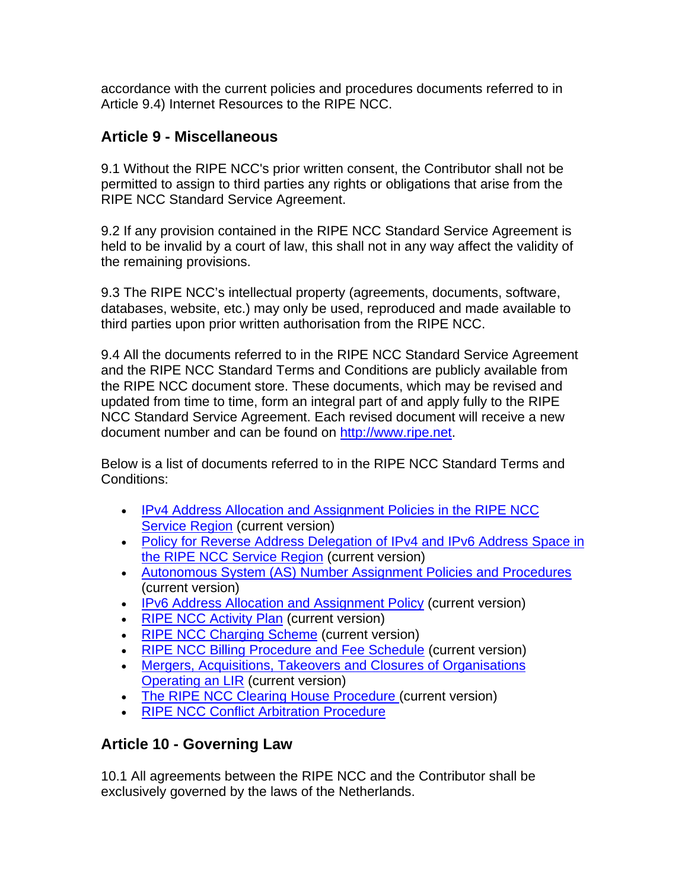accordance with the current policies and procedures documents referred to in Article 9.4) Internet Resources to the RIPE NCC.

## Article 9 - Miscellaneous

9.1 Without the RIPE NCC's prior written consent, the Contributor shall not be permitted to assign to third parties any rights or obligations that arise from the RIPE NCC Standard Service Agreement.

9.2 If any provision contained in the RIPE NCC Standard Service Agreement is held to be invalid by a court of law, this shall not in any way affect the validity of the remaining provisions.

9.3 The RIPE NCC's intellectual property (agreements, documents, software, databases, website, etc.) may only be used, reproduced and made available to third parties upon prior written authorisation from the RIPE NCC.

9.4 All the documents referred to in the RIPE NCC Standard Service Agreement and the RIPE NCC Standard Terms and Conditions are publicly available from the RIPE NCC document store. These documents, which may be revised and updated from time to time, form an integral part of and apply fully to the RIPE NCC Standard Service Agreement. Each revised document will receive a new document number and can be found on http://www.ripe.net.

Below is a list of documents referred to in the RIPE NCC Standard Terms and Conditions:

- IPv4 Address Allocation and Assignment Policies in the RIPE NCC Service Region (current version)
- Policy for Reverse Address Delegation of IPv4 and IPv6 Address Space in the RIPE NCC Service Region (current version)
- Autonomous System (AS) Number Assignment Policies and Procedures (current version)
- IPv6 Address Allocation and Assignment Policy (current version)
- RIPE NCC Activity Plan (current version)
- RIPE NCC Charging Scheme (current version)
- RIPE NCC Billing Procedure and Fee Schedule (current version)
- Mergers, Acquisitions, Takeovers and Closures of Organisations Operating an LIR (current version)
- The RIPE NCC Clearing House Procedure (current version)
- RIPE NCC Conflict Arbitration Procedure

## Article 10 - Governing Law

10.1 All agreements between the RIPE NCC and the Contributor shall be exclusively governed by the laws of the Netherlands.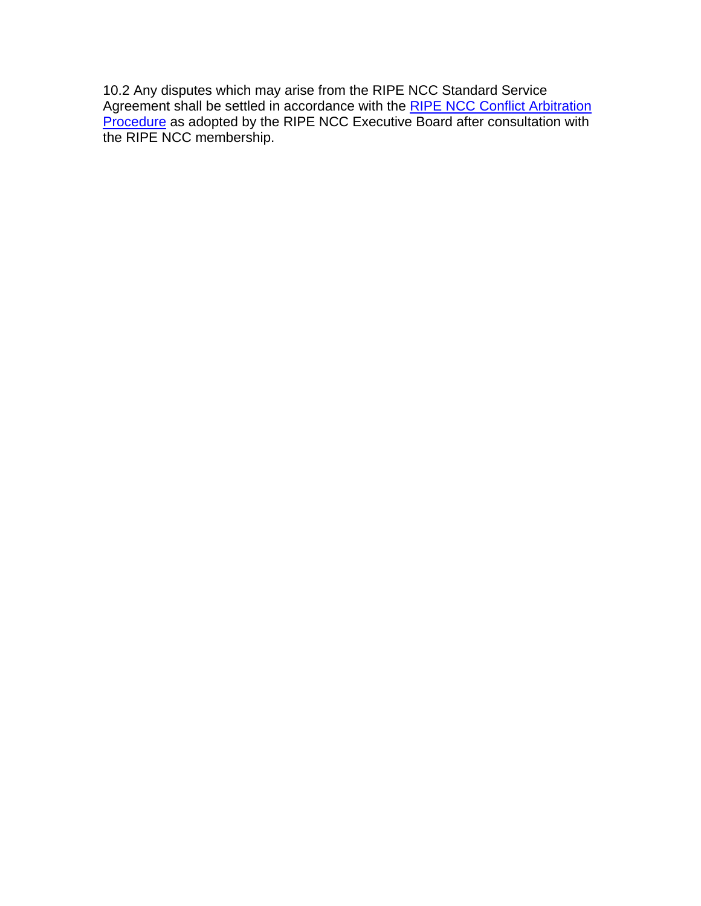10.2 Any disputes which may arise from the RIPE NCC Standard Service Agreement shall be settled in accordance with the RIPE NCC Conflict Arbitration Procedure as adopted by the RIPE NCC Executive Board after consultation with the RIPE NCC membership.